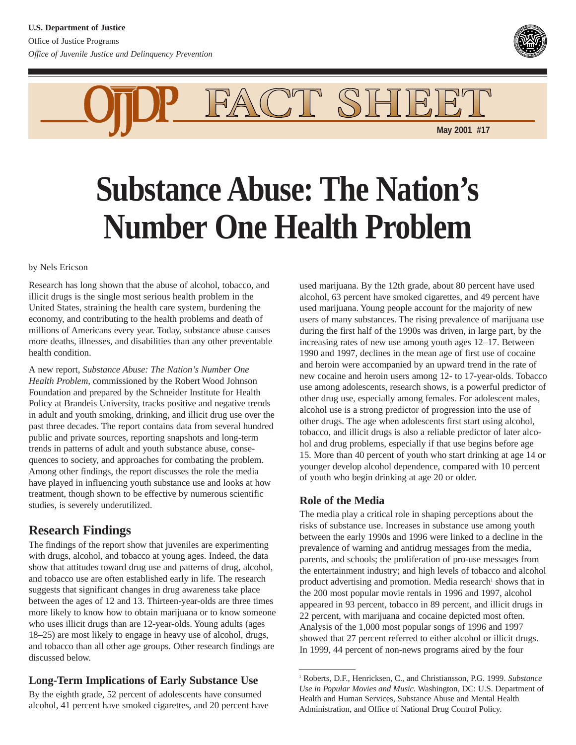U.S. Department of Justice

Office of Justice Programs

*Office of Juvenile Justice and Delinquency Prevention*

OJJDP FACT SHEET

May 2001 #17

# Substance Abuse: The Nation's Number One Health Problem

by Nels Ericson

Research has long shown that the abuse of alcohol, tobacco, and illicit drugs is the single most serious health problem in the United States, straining the health care system, burdening the economy, and contributing to the health problems and death of millions of Americans every year. Today, substance abuse causes more deaths, illnesses, and disabilities than any other preventable health condition.

A new report, *Substance Abuse: The Nation's Number One Health Problem*, commissioned by the Robert Wood Johnson Foundation and prepared by the Schneider Institute for Health Policy at Brandeis University, tracks positive and negative trends in adult and youth smoking, drinking, and illicit drug use over the past three decades. The report contains data from several hundred public and private sources, reporting snapshots and long-term trends in patterns of adult and youth substance abuse, consequences to society, and approaches for combating the problem. Among other findings, the report discusses the role the media have played in influencing youth substance use and looks at how treatment, though shown to be effective by numerous scientific studies, is severely underutilized.

## Research Findings

The findings of the report show that juveniles are experimenting with drugs, alcohol, and tobacco at young ages. Indeed, the data show that attitudes toward drug use and patterns of drug, alcohol, and tobacco use are often established early in life. The research suggests that significant changes in drug awareness take place between the ages of 12 and 13. Thirteen-year-olds are three times more likely to know how to obtain marijuana or to know someone who uses illicit drugs than are 12-year-olds. Young adults (ages 18–25) are most likely to engage in heavy use of alcohol, drugs, and tobacco than all other age groups. Other research findings are discussed below.

### Long-Term Implications of Early Substance Use

By the eighth grade, 52 percent of adolescents have consumed alcohol, 41 percent have smoked cigarettes, and 20 percent have used marijuana. By the 12th grade, about 80 percent have used alcohol, 63 percent have smoked cigarettes, and 49 percent have used marijuana. Young people account for the majority of new users of many substances. The rising prevalence of marijuana use during the first half of the 1990s was driven, in large part, by the increasing rates of new use among youth ages 12–17. Between 1990 and 1997, declines in the mean age of first use of cocaine and heroin were accompanied by an upward trend in the rate of new cocaine and heroin users among 12- to 17-year-olds. Tobacco use among adolescents, research shows, is a powerful predictor of other drug use, especially among females. For adolescent males, alcohol use is a strong predictor of progression into the use of other drugs. The age when adolescents first start using alcohol, tobacco, and illicit drugs is also a reliable predictor of later alcohol and drug problems, especially if that use begins before age 15. More than 40 percent of youth who start drinking at age 14 or younger develop alcohol dependence, compared with 10 percent of youth who begin drinking at age 20 or older.

### Role of the Media

The media play a critical role in shaping perceptions about the risks of substance use. Increases in substance use among youth between the early 1990s and 1996 were linked to a decline in the prevalence of warning and antidrug messages from the media, parents, and schools; the proliferation of pro-use messages from the entertainment industry; and high levels of tobacco and alcohol product advertising and promotion. Media research[1] shows that in the 200 most popular movie rentals in 1996 and 1997, alcohol appeared in 93 percent, tobacco in 89 percent, and illicit drugs in 22 percent, with marijuana and cocaine depicted most often. Analysis of the 1,000 most popular songs of 1996 and 1997 showed that 27 percent referred to either alcohol or illicit drugs. In 1999, 44 percent of non-news programs aired by the four

[1] Roberts, D.F., Henricksen, C., and Christiansson, P.G. 1999. *Substance Use in Popular Movies and Music.* Washington, DC: U.S. Department of Health and Human Services, Substance Abuse and Mental Health Administration, and Office of National Drug Control Policy.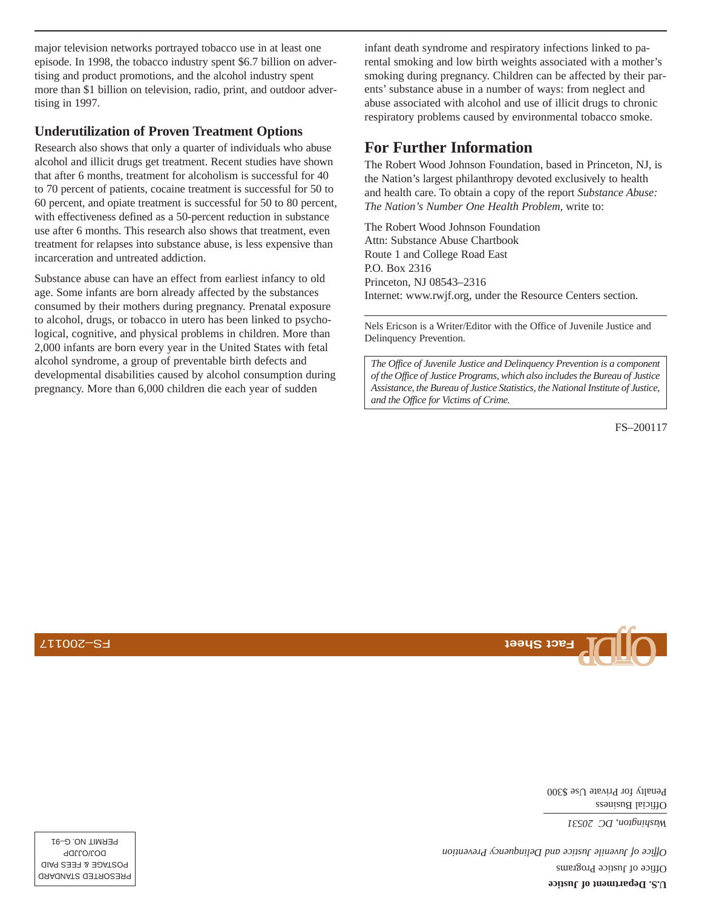major television networks portrayed tobacco use in at least one episode. In 1998, the tobacco industry spent $6.7 billion on advertising and product promotions, and the alcohol industry spent more than $1 billion on television, radio, print, and outdoor advertising in 1997.

### Underutilization of Proven Treatment Options

Research also shows that only a quarter of individuals who abuse alcohol and illicit drugs get treatment. Recent studies have shown that after 6 months, treatment for alcoholism is successful for 40 to 70 percent of patients, cocaine treatment is successful for 50 to 60 percent, and opiate treatment is successful for 50 to 80 percent, with effectiveness defined as a 50-percent reduction in substance use after 6 months. This research also shows that treatment, even treatment for relapses into substance abuse, is less expensive than incarceration and untreated addiction.

Substance abuse can have an effect from earliest infancy to old age. Some infants are born already affected by the substances consumed by their mothers during pregnancy. Prenatal exposure to alcohol, drugs, or tobacco in utero has been linked to psychological, cognitive, and physical problems in children. More than 2,000 infants are born every year in the United States with fetal alcohol syndrome, a group of preventable birth defects and developmental disabilities caused by alcohol consumption during pregnancy. More than 6,000 children die each year of sudden infant death syndrome and respiratory infections linked to parental smoking and low birth weights associated with a mother's smoking during pregnancy. Children can be affected by their parents' substance abuse in a number of ways: from neglect and abuse associated with alcohol and use of illicit drugs to chronic respiratory problems caused by environmental tobacco smoke.

## For Further Information

The Robert Wood Johnson Foundation, based in Princeton, NJ, is the Nation's largest philanthropy devoted exclusively to health and health care. To obtain a copy of the report *Substance Abuse: The Nation's Number One Health Problem,* write to:

The Robert Wood Johnson Foundation
Attn: Substance Abuse Chartbook
Route 1 and College Road East
P.O. Box 2316
Princeton, NJ 08543–2316
Internet: www.rwjf.org, under the Resource Centers section.

Nels Ericson is a Writer/Editor with the Office of Juvenile Justice and Delinquency Prevention.

*The Office of Juvenile Justice and Delinquency Prevention is a component of the Office of Justice Programs, which also includes the Bureau of Justice Assistance, the Bureau of Justice Statistics, the National Institute of Justice, and the Office for Victims of Crime.*

FS–200117

**Fact Sheet**

FS–200117

**U.S. Department of Justice**
Office of Justice Programs
*Office of Juvenile Justice and Delinquency Prevention*

*Washington, DC 20531*

Official Business
Penalty for Private Use $300

PRESORTED STANDARD
POSTAGE & FEES PAID
DOJ/OJJDP
PERMIT NO. G–91